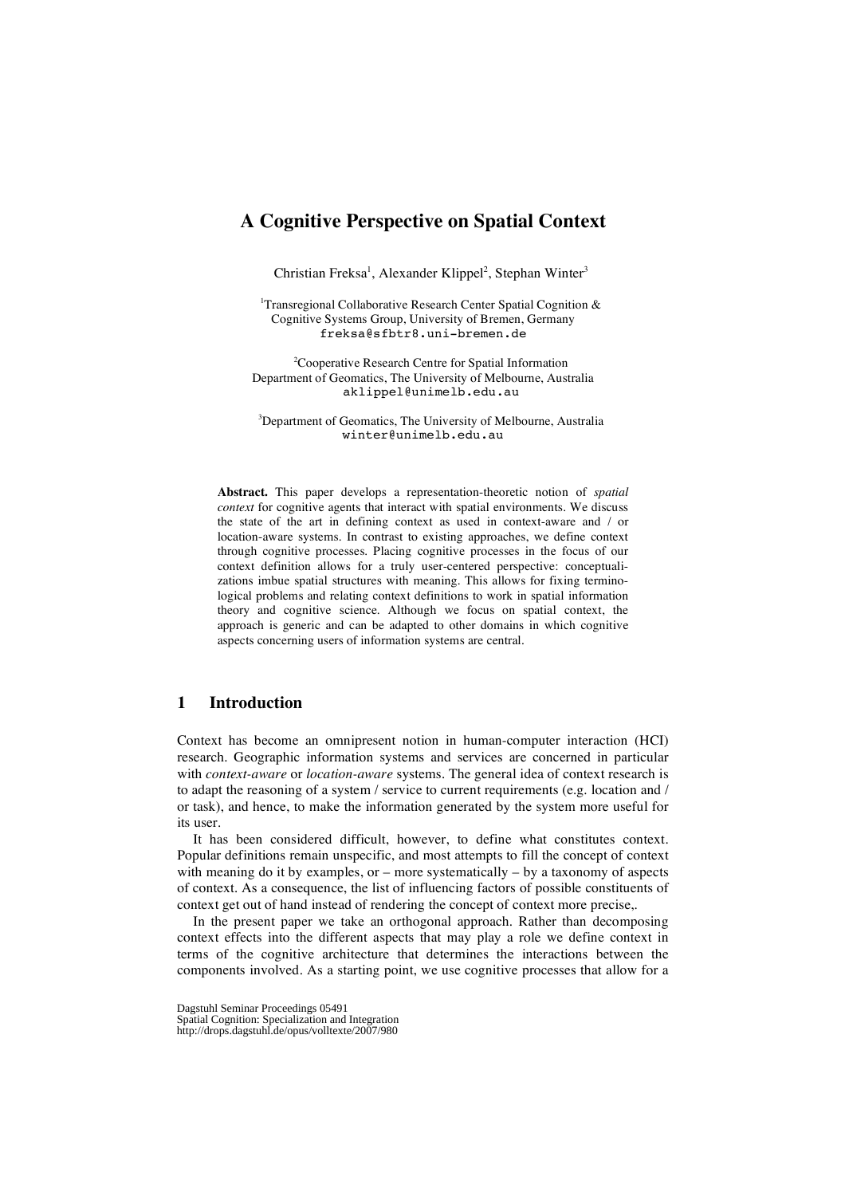# A Cognitive Perspective on Spatial Context

Christian Freksa[1], Alexander Klippel[2], Stephan Winter[3]

[1]Transregional Collaborative Research Center Spatial Cognition & Cognitive Systems Group, University of Bremen, Germany
freksa@sfbtr8.uni-bremen.de

[2]Cooperative Research Centre for Spatial Information
Department of Geomatics, The University of Melbourne, Australia
aklippel@unimelb.edu.au

[3]Department of Geomatics, The University of Melbourne, Australia
winter@unimelb.edu.au

**Abstract.** This paper develops a representation-theoretic notion of *spatial context* for cognitive agents that interact with spatial environments. We discuss the state of the art in defining context as used in context-aware and / or location-aware systems. In contrast to existing approaches, we define context through cognitive processes. Placing cognitive processes in the focus of our context definition allows for a truly user-centered perspective: conceptualizations imbue spatial structures with meaning. This allows for fixing terminological problems and relating context definitions to work in spatial information theory and cognitive science. Although we focus on spatial context, the approach is generic and can be adapted to other domains in which cognitive aspects concerning users of information systems are central.

## 1 Introduction

Context has become an omnipresent notion in human-computer interaction (HCI) research. Geographic information systems and services are concerned in particular with *context-aware* or *location-aware* systems. The general idea of context research is to adapt the reasoning of a system / service to current requirements (e.g. location and / or task), and hence, to make the information generated by the system more useful for its user.

It has been considered difficult, however, to define what constitutes context. Popular definitions remain unspecific, and most attempts to fill the concept of context with meaning do it by examples, or – more systematically – by a taxonomy of aspects of context. As a consequence, the list of influencing factors of possible constituents of context get out of hand instead of rendering the concept of context more precise,.

In the present paper we take an orthogonal approach. Rather than decomposing context effects into the different aspects that may play a role we define context in terms of the cognitive architecture that determines the interactions between the components involved. As a starting point, we use cognitive processes that allow for a

Dagstuhl Seminar Proceedings 05491
Spatial Cognition: Specialization and Integration
http://drops.dagstuhl.de/opus/volltexte/2007/980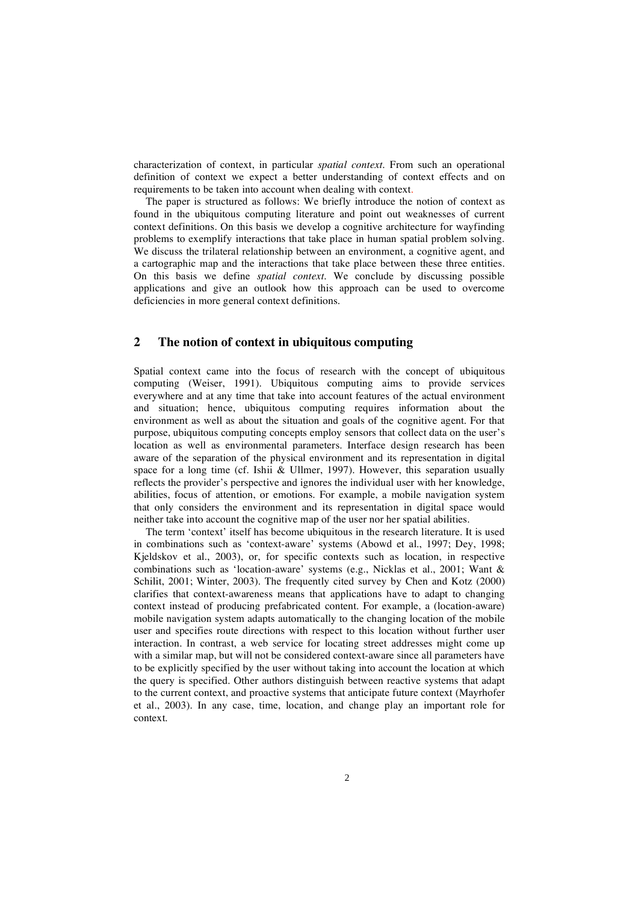characterization of context, in particular *spatial context*. From such an operational definition of context we expect a better understanding of context effects and on requirements to be taken into account when dealing with context.

The paper is structured as follows: We briefly introduce the notion of context as found in the ubiquitous computing literature and point out weaknesses of current context definitions. On this basis we develop a cognitive architecture for wayfinding problems to exemplify interactions that take place in human spatial problem solving. We discuss the trilateral relationship between an environment, a cognitive agent, and a cartographic map and the interactions that take place between these three entities. On this basis we define *spatial context*. We conclude by discussing possible applications and give an outlook how this approach can be used to overcome deficiencies in more general context definitions.

## 2 The notion of context in ubiquitous computing

Spatial context came into the focus of research with the concept of ubiquitous computing (Weiser, 1991). Ubiquitous computing aims to provide services everywhere and at any time that take into account features of the actual environment and situation; hence, ubiquitous computing requires information about the environment as well as about the situation and goals of the cognitive agent. For that purpose, ubiquitous computing concepts employ sensors that collect data on the user's location as well as environmental parameters. Interface design research has been aware of the separation of the physical environment and its representation in digital space for a long time (cf. Ishii & Ullmer, 1997). However, this separation usually reflects the provider's perspective and ignores the individual user with her knowledge, abilities, focus of attention, or emotions. For example, a mobile navigation system that only considers the environment and its representation in digital space would neither take into account the cognitive map of the user nor her spatial abilities.

The term 'context' itself has become ubiquitous in the research literature. It is used in combinations such as 'context-aware' systems (Abowd et al., 1997; Dey, 1998; Kjeldskov et al., 2003), or, for specific contexts such as location, in respective combinations such as 'location-aware' systems (e.g., Nicklas et al., 2001; Want & Schilit, 2001; Winter, 2003). The frequently cited survey by Chen and Kotz (2000) clarifies that context-awareness means that applications have to adapt to changing context instead of producing prefabricated content. For example, a (location-aware) mobile navigation system adapts automatically to the changing location of the mobile user and specifies route directions with respect to this location without further user interaction. In contrast, a web service for locating street addresses might come up with a similar map, but will not be considered context-aware since all parameters have to be explicitly specified by the user without taking into account the location at which the query is specified. Other authors distinguish between reactive systems that adapt to the current context, and proactive systems that anticipate future context (Mayrhofer et al., 2003). In any case, time, location, and change play an important role for context.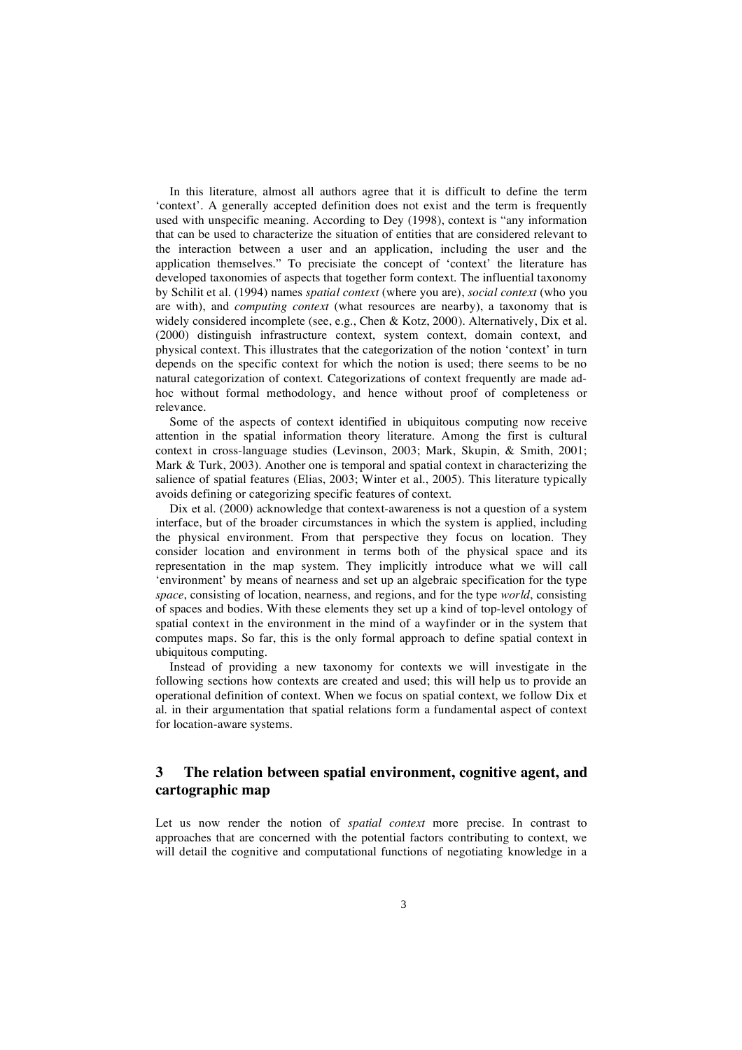In this literature, almost all authors agree that it is difficult to define the term 'context'. A generally accepted definition does not exist and the term is frequently used with unspecific meaning. According to Dey (1998), context is "any information that can be used to characterize the situation of entities that are considered relevant to the interaction between a user and an application, including the user and the application themselves." To precisiate the concept of 'context' the literature has developed taxonomies of aspects that together form context. The influential taxonomy by Schilit et al. (1994) names *spatial context* (where you are), *social context* (who you are with), and *computing context* (what resources are nearby), a taxonomy that is widely considered incomplete (see, e.g., Chen & Kotz, 2000). Alternatively, Dix et al. (2000) distinguish infrastructure context, system context, domain context, and physical context. This illustrates that the categorization of the notion 'context' in turn depends on the specific context for which the notion is used; there seems to be no natural categorization of context. Categorizations of context frequently are made ad-hoc without formal methodology, and hence without proof of completeness or relevance.

Some of the aspects of context identified in ubiquitous computing now receive attention in the spatial information theory literature. Among the first is cultural context in cross-language studies (Levinson, 2003; Mark, Skupin, & Smith, 2001; Mark & Turk, 2003). Another one is temporal and spatial context in characterizing the salience of spatial features (Elias, 2003; Winter et al., 2005). This literature typically avoids defining or categorizing specific features of context.

Dix et al. (2000) acknowledge that context-awareness is not a question of a system interface, but of the broader circumstances in which the system is applied, including the physical environment. From that perspective they focus on location. They consider location and environment in terms both of the physical space and its representation in the map system. They implicitly introduce what we will call 'environment' by means of nearness and set up an algebraic specification for the type *space*, consisting of location, nearness, and regions, and for the type *world*, consisting of spaces and bodies. With these elements they set up a kind of top-level ontology of spatial context in the environment in the mind of a wayfinder or in the system that computes maps. So far, this is the only formal approach to define spatial context in ubiquitous computing.

Instead of providing a new taxonomy for contexts we will investigate in the following sections how contexts are created and used; this will help us to provide an operational definition of context. When we focus on spatial context, we follow Dix et al. in their argumentation that spatial relations form a fundamental aspect of context for location-aware systems.

## 3 The relation between spatial environment, cognitive agent, and cartographic map

Let us now render the notion of *spatial context* more precise. In contrast to approaches that are concerned with the potential factors contributing to context, we will detail the cognitive and computational functions of negotiating knowledge in a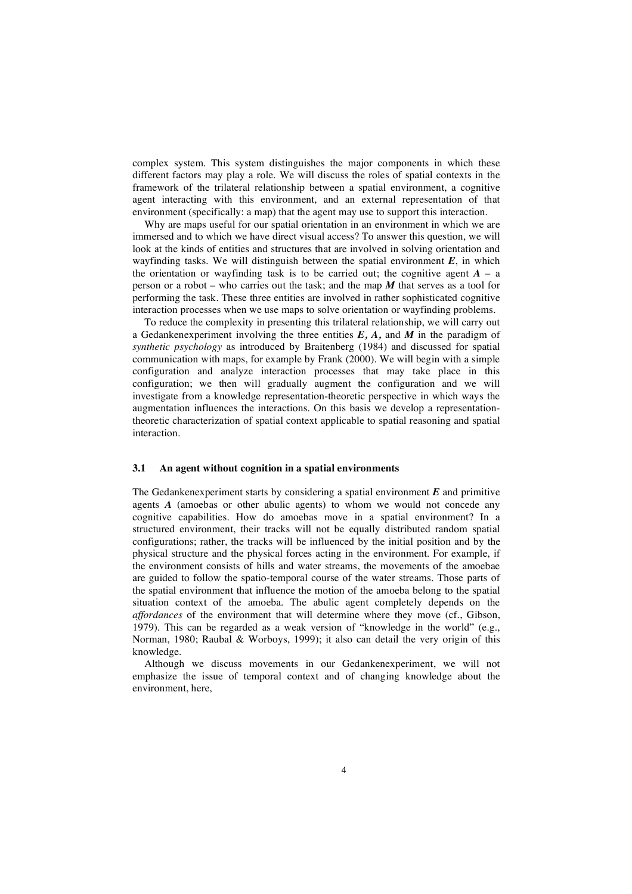complex system. This system distinguishes the major components in which these different factors may play a role. We will discuss the roles of spatial contexts in the framework of the trilateral relationship between a spatial environment, a cognitive agent interacting with this environment, and an external representation of that environment (specifically: a map) that the agent may use to support this interaction.

Why are maps useful for our spatial orientation in an environment in which we are immersed and to which we have direct visual access? To answer this question, we will look at the kinds of entities and structures that are involved in solving orientation and wayfinding tasks. We will distinguish between the spatial environment ***E***, in which the orientation or wayfinding task is to be carried out; the cognitive agent ***A*** – a person or a robot – who carries out the task; and the map ***M*** that serves as a tool for performing the task. These three entities are involved in rather sophisticated cognitive interaction processes when we use maps to solve orientation or wayfinding problems.

To reduce the complexity in presenting this trilateral relationship, we will carry out a Gedankenexperiment involving the three entities ***E, A,*** and ***M*** in the paradigm of *synthetic psychology* as introduced by Braitenberg (1984) and discussed for spatial communication with maps, for example by Frank (2000). We will begin with a simple configuration and analyze interaction processes that may take place in this configuration; we then will gradually augment the configuration and we will investigate from a knowledge representation-theoretic perspective in which ways the augmentation influences the interactions. On this basis we develop a representation-theoretic characterization of spatial context applicable to spatial reasoning and spatial interaction.

### 3.1 An agent without cognition in a spatial environments

The Gedankenexperiment starts by considering a spatial environment ***E*** and primitive agents ***A*** (amoebas or other abulic agents) to whom we would not concede any cognitive capabilities. How do amoebas move in a spatial environment? In a structured environment, their tracks will not be equally distributed random spatial configurations; rather, the tracks will be influenced by the initial position and by the physical structure and the physical forces acting in the environment. For example, if the environment consists of hills and water streams, the movements of the amoebae are guided to follow the spatio-temporal course of the water streams. Those parts of the spatial environment that influence the motion of the amoeba belong to the spatial situation context of the amoeba. The abulic agent completely depends on the *affordances* of the environment that will determine where they move (cf., Gibson, 1979). This can be regarded as a weak version of "knowledge in the world" (e.g., Norman, 1980; Raubal & Worboys, 1999); it also can detail the very origin of this knowledge.

Although we discuss movements in our Gedankenexperiment, we will not emphasize the issue of temporal context and of changing knowledge about the environment, here,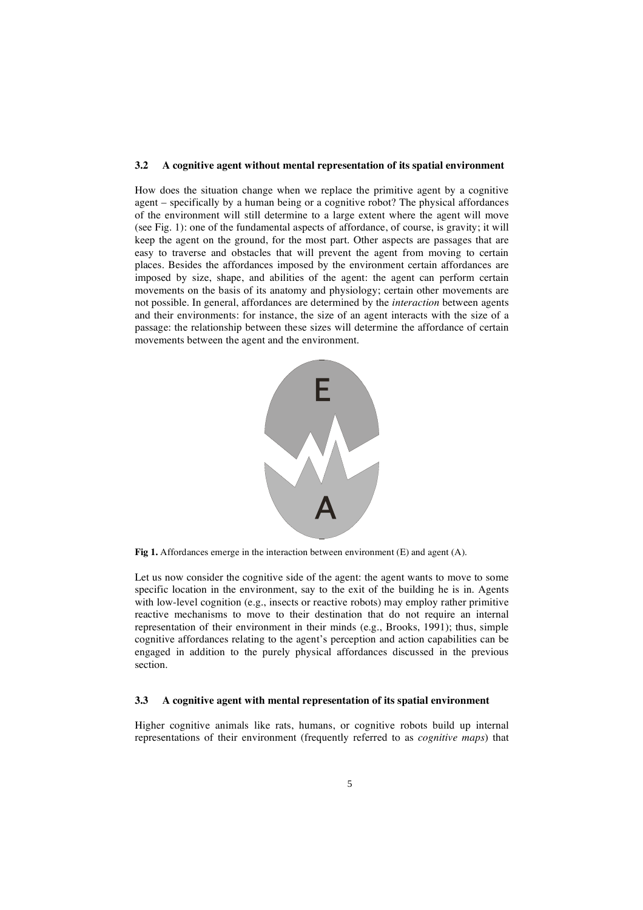### 3.2 A cognitive agent without mental representation of its spatial environment

How does the situation change when we replace the primitive agent by a cognitive agent – specifically by a human being or a cognitive robot? The physical affordances of the environment will still determine to a large extent where the agent will move (see Fig. 1): one of the fundamental aspects of affordance, of course, is gravity; it will keep the agent on the ground, for the most part. Other aspects are passages that are easy to traverse and obstacles that will prevent the agent from moving to certain places. Besides the affordances imposed by the environment certain affordances are imposed by size, shape, and abilities of the agent: the agent can perform certain movements on the basis of its anatomy and physiology; certain other movements are not possible. In general, affordances are determined by the *interaction* between agents and their environments: for instance, the size of an agent interacts with the size of a passage: the relationship between these sizes will determine the affordance of certain movements between the agent and the environment.

**Fig 1.** Affordances emerge in the interaction between environment (E) and agent (A).

Let us now consider the cognitive side of the agent: the agent wants to move to some specific location in the environment, say to the exit of the building he is in. Agents with low-level cognition (e.g., insects or reactive robots) may employ rather primitive reactive mechanisms to move to their destination that do not require an internal representation of their environment in their minds (e.g., Brooks, 1991); thus, simple cognitive affordances relating to the agent's perception and action capabilities can be engaged in addition to the purely physical affordances discussed in the previous section.

### 3.3 A cognitive agent with mental representation of its spatial environment

Higher cognitive animals like rats, humans, or cognitive robots build up internal representations of their environment (frequently referred to as *cognitive maps*) that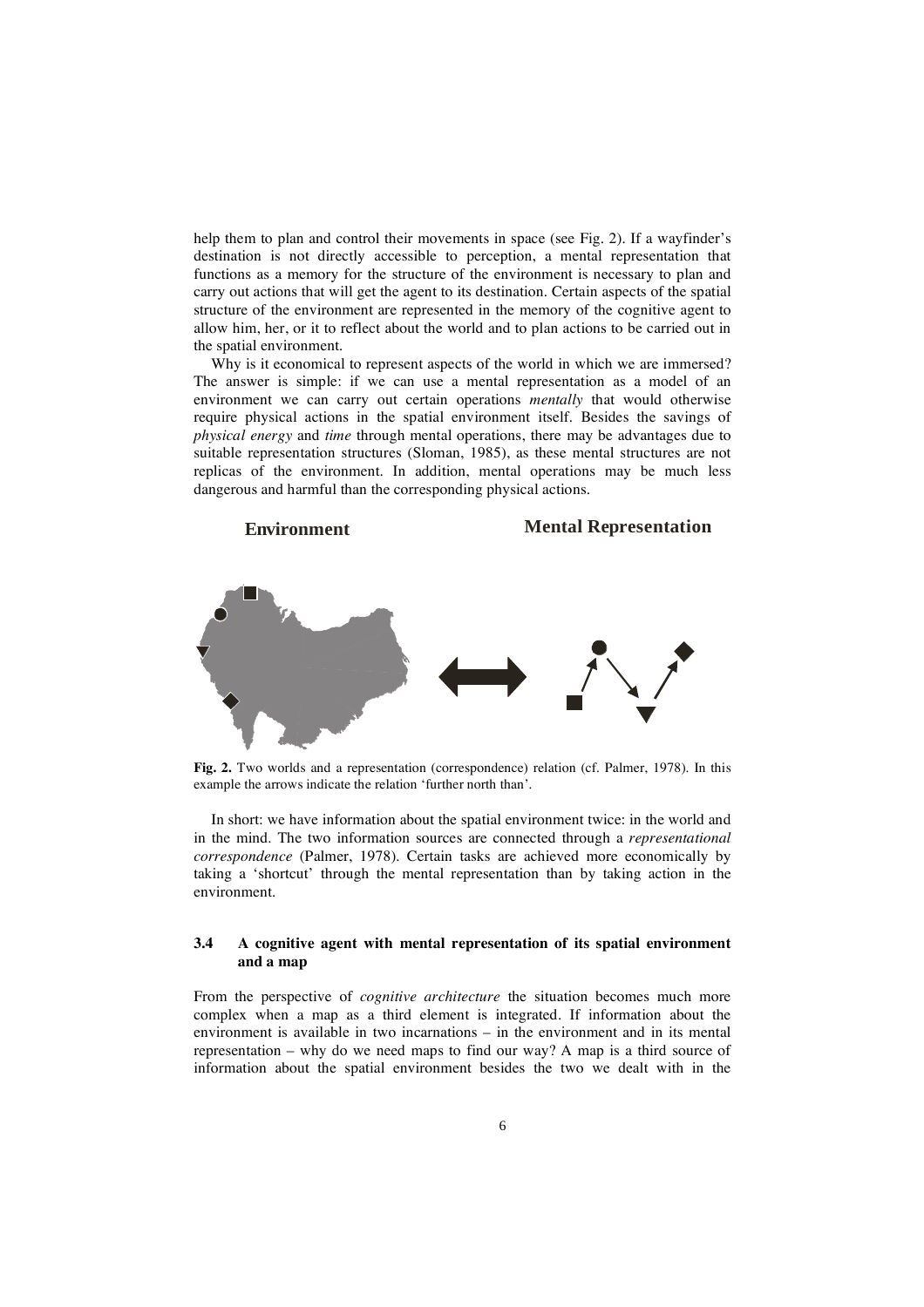help them to plan and control their movements in space (see Fig. 2). If a wayfinder's destination is not directly accessible to perception, a mental representation that functions as a memory for the structure of the environment is necessary to plan and carry out actions that will get the agent to its destination. Certain aspects of the spatial structure of the environment are represented in the memory of the cognitive agent to allow him, her, or it to reflect about the world and to plan actions to be carried out in the spatial environment.

Why is it economical to represent aspects of the world in which we are immersed? The answer is simple: if we can use a mental representation as a model of an environment we can carry out certain operations *mentally* that would otherwise require physical actions in the spatial environment itself. Besides the savings of *physical energy* and *time* through mental operations, there may be advantages due to suitable representation structures (Sloman, 1985), as these mental structures are not replicas of the environment. In addition, mental operations may be much less dangerous and harmful than the corresponding physical actions.

**Environment** **Mental Representation**

**Fig. 2.** Two worlds and a representation (correspondence) relation (cf. Palmer, 1978). In this example the arrows indicate the relation 'further north than'.

In short: we have information about the spatial environment twice: in the world and in the mind. The two information sources are connected through a *representational correspondence* (Palmer, 1978). Certain tasks are achieved more economically by taking a 'shortcut' through the mental representation than by taking action in the environment.

### 3.4 A cognitive agent with mental representation of its spatial environment and a map

From the perspective of *cognitive architecture* the situation becomes much more complex when a map as a third element is integrated. If information about the environment is available in two incarnations – in the environment and in its mental representation – why do we need maps to find our way? A map is a third source of information about the spatial environment besides the two we dealt with in the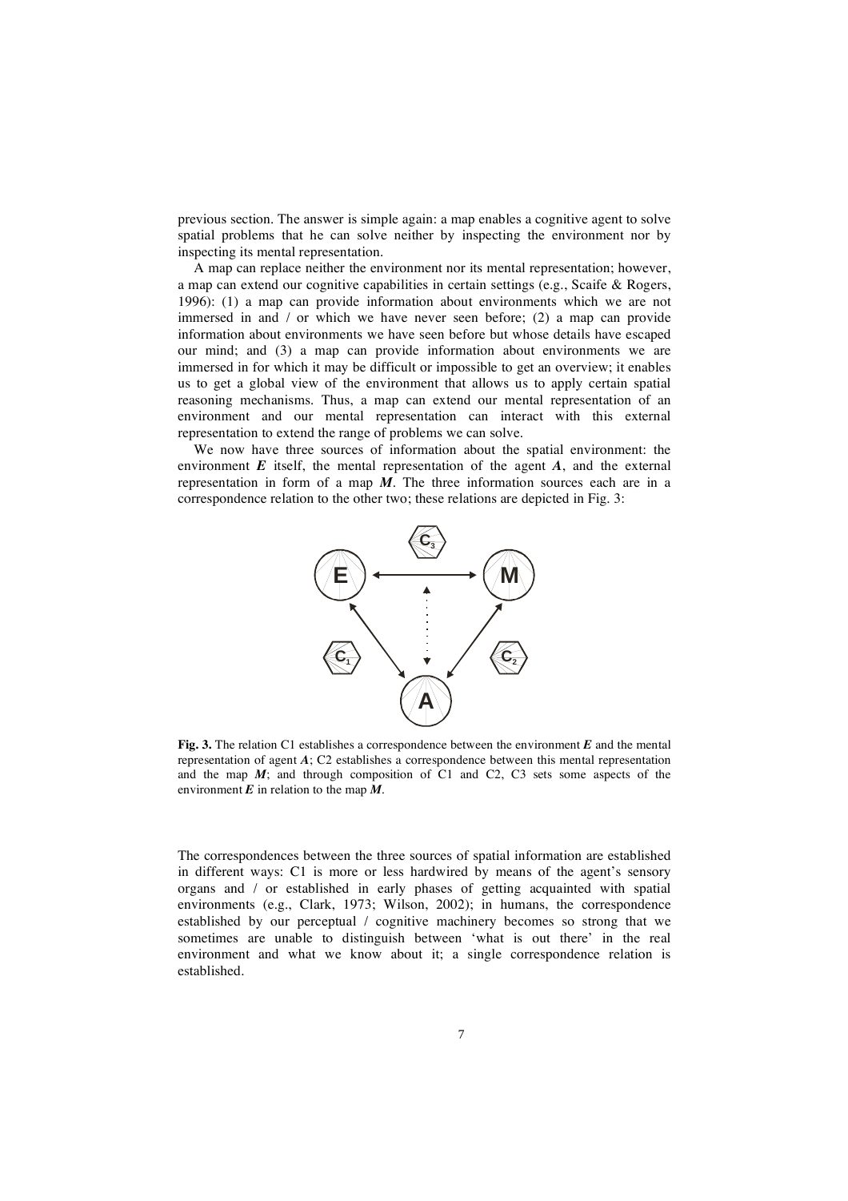previous section. The answer is simple again: a map enables a cognitive agent to solve spatial problems that he can solve neither by inspecting the environment nor by inspecting its mental representation.

A map can replace neither the environment nor its mental representation; however, a map can extend our cognitive capabilities in certain settings (e.g., Scaife & Rogers, 1996): (1) a map can provide information about environments which we are not immersed in and / or which we have never seen before; (2) a map can provide information about environments we have seen before but whose details have escaped our mind; and (3) a map can provide information about environments we are immersed in for which it may be difficult or impossible to get an overview; it enables us to get a global view of the environment that allows us to apply certain spatial reasoning mechanisms. Thus, a map can extend our mental representation of an environment and our mental representation can interact with this external representation to extend the range of problems we can solve.

We now have three sources of information about the spatial environment: the environment ***E*** itself, the mental representation of the agent ***A***, and the external representation in form of a map ***M***. The three information sources each are in a correspondence relation to the other two; these relations are depicted in Fig. 3:

**Fig. 3.** The relation C1 establishes a correspondence between the environment ***E*** and the mental representation of agent ***A***; C2 establishes a correspondence between this mental representation and the map ***M***; and through composition of C1 and C2, C3 sets some aspects of the environment ***E*** in relation to the map ***M***.

The correspondences between the three sources of spatial information are established in different ways: C1 is more or less hardwired by means of the agent's sensory organs and / or established in early phases of getting acquainted with spatial environments (e.g., Clark, 1973; Wilson, 2002); in humans, the correspondence established by our perceptual / cognitive machinery becomes so strong that we sometimes are unable to distinguish between 'what is out there' in the real environment and what we know about it; a single correspondence relation is established.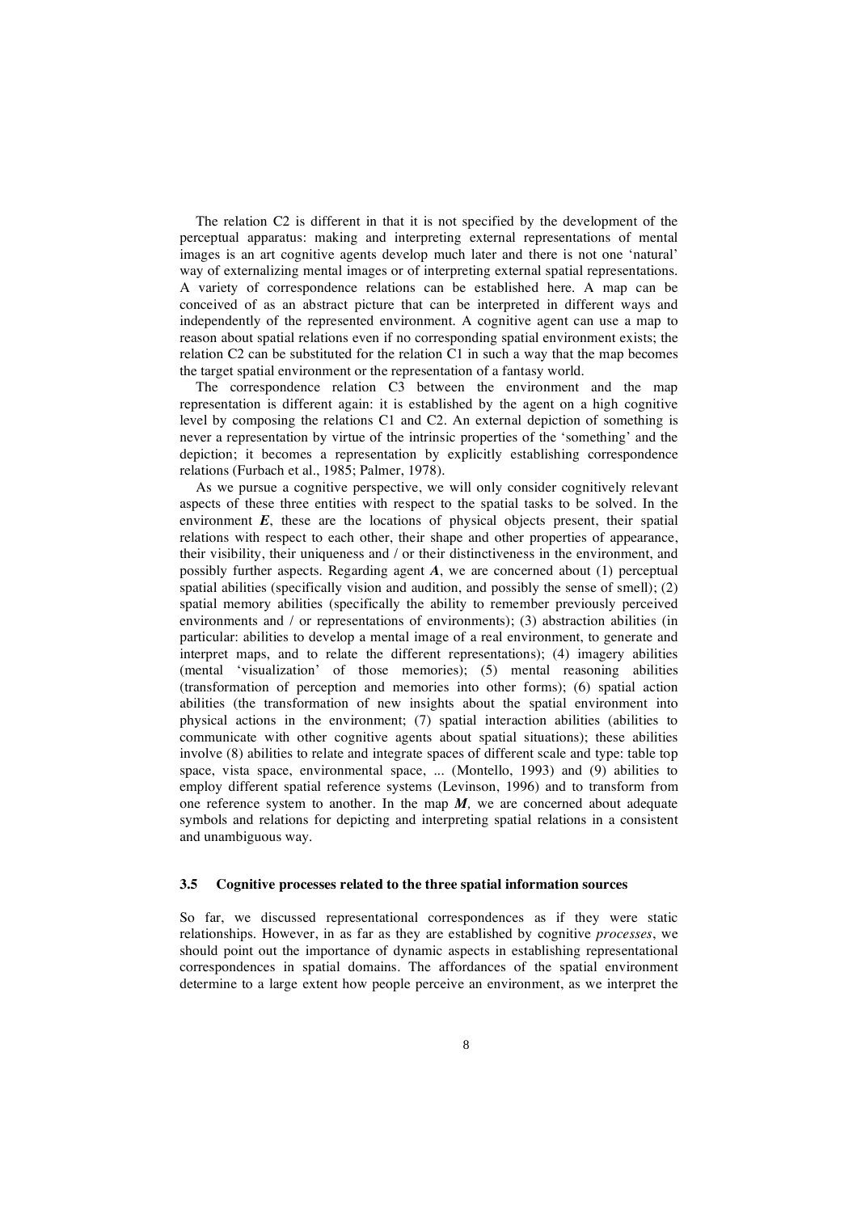The relation C2 is different in that it is not specified by the development of the perceptual apparatus: making and interpreting external representations of mental images is an art cognitive agents develop much later and there is not one 'natural' way of externalizing mental images or of interpreting external spatial representations. A variety of correspondence relations can be established here. A map can be conceived of as an abstract picture that can be interpreted in different ways and independently of the represented environment. A cognitive agent can use a map to reason about spatial relations even if no corresponding spatial environment exists; the relation C2 can be substituted for the relation C1 in such a way that the map becomes the target spatial environment or the representation of a fantasy world.

The correspondence relation C3 between the environment and the map representation is different again: it is established by the agent on a high cognitive level by composing the relations C1 and C2. An external depiction of something is never a representation by virtue of the intrinsic properties of the 'something' and the depiction; it becomes a representation by explicitly establishing correspondence relations (Furbach et al., 1985; Palmer, 1978).

As we pursue a cognitive perspective, we will only consider cognitively relevant aspects of these three entities with respect to the spatial tasks to be solved. In the environment ***E***, these are the locations of physical objects present, their spatial relations with respect to each other, their shape and other properties of appearance, their visibility, their uniqueness and / or their distinctiveness in the environment, and possibly further aspects. Regarding agent ***A***, we are concerned about (1) perceptual spatial abilities (specifically vision and audition, and possibly the sense of smell); (2) spatial memory abilities (specifically the ability to remember previously perceived environments and / or representations of environments); (3) abstraction abilities (in particular: abilities to develop a mental image of a real environment, to generate and interpret maps, and to relate the different representations); (4) imagery abilities (mental 'visualization' of those memories); (5) mental reasoning abilities (transformation of perception and memories into other forms); (6) spatial action abilities (the transformation of new insights about the spatial environment into physical actions in the environment; (7) spatial interaction abilities (abilities to communicate with other cognitive agents about spatial situations); these abilities involve (8) abilities to relate and integrate spaces of different scale and type: table top space, vista space, environmental space, ... (Montello, 1993) and (9) abilities to employ different spatial reference systems (Levinson, 1996) and to transform from one reference system to another. In the map ***M***, we are concerned about adequate symbols and relations for depicting and interpreting spatial relations in a consistent and unambiguous way.

### 3.5 Cognitive processes related to the three spatial information sources

So far, we discussed representational correspondences as if they were static relationships. However, in as far as they are established by cognitive *processes*, we should point out the importance of dynamic aspects in establishing representational correspondences in spatial domains. The affordances of the spatial environment determine to a large extent how people perceive an environment, as we interpret the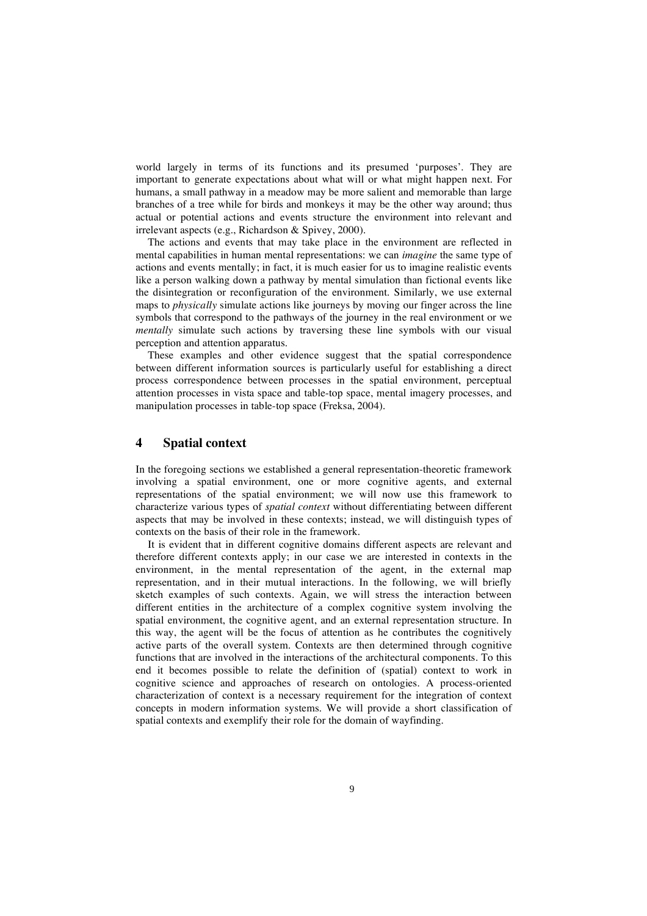world largely in terms of its functions and its presumed 'purposes'. They are important to generate expectations about what will or what might happen next. For humans, a small pathway in a meadow may be more salient and memorable than large branches of a tree while for birds and monkeys it may be the other way around; thus actual or potential actions and events structure the environment into relevant and irrelevant aspects (e.g., Richardson & Spivey, 2000).

The actions and events that may take place in the environment are reflected in mental capabilities in human mental representations: we can *imagine* the same type of actions and events mentally; in fact, it is much easier for us to imagine realistic events like a person walking down a pathway by mental simulation than fictional events like the disintegration or reconfiguration of the environment. Similarly, we use external maps to *physically* simulate actions like journeys by moving our finger across the line symbols that correspond to the pathways of the journey in the real environment or we *mentally* simulate such actions by traversing these line symbols with our visual perception and attention apparatus.

These examples and other evidence suggest that the spatial correspondence between different information sources is particularly useful for establishing a direct process correspondence between processes in the spatial environment, perceptual attention processes in vista space and table-top space, mental imagery processes, and manipulation processes in table-top space (Freksa, 2004).

## 4 Spatial context

In the foregoing sections we established a general representation-theoretic framework involving a spatial environment, one or more cognitive agents, and external representations of the spatial environment; we will now use this framework to characterize various types of *spatial context* without differentiating between different aspects that may be involved in these contexts; instead, we will distinguish types of contexts on the basis of their role in the framework.

It is evident that in different cognitive domains different aspects are relevant and therefore different contexts apply; in our case we are interested in contexts in the environment, in the mental representation of the agent, in the external map representation, and in their mutual interactions. In the following, we will briefly sketch examples of such contexts. Again, we will stress the interaction between different entities in the architecture of a complex cognitive system involving the spatial environment, the cognitive agent, and an external representation structure. In this way, the agent will be the focus of attention as he contributes the cognitively active parts of the overall system. Contexts are then determined through cognitive functions that are involved in the interactions of the architectural components. To this end it becomes possible to relate the definition of (spatial) context to work in cognitive science and approaches of research on ontologies. A process-oriented characterization of context is a necessary requirement for the integration of context concepts in modern information systems. We will provide a short classification of spatial contexts and exemplify their role for the domain of wayfinding.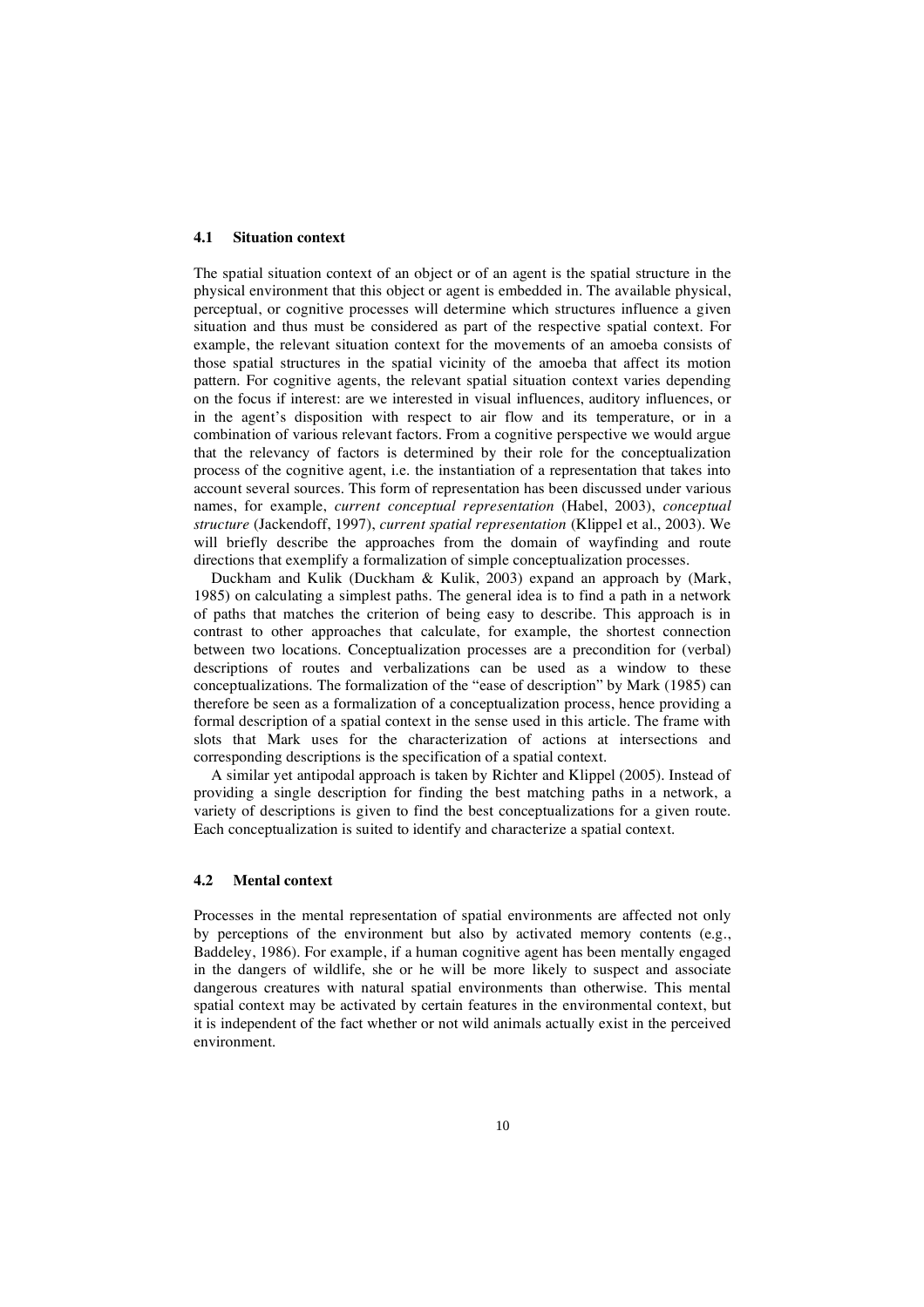### 4.1 Situation context

The spatial situation context of an object or of an agent is the spatial structure in the physical environment that this object or agent is embedded in. The available physical, perceptual, or cognitive processes will determine which structures influence a given situation and thus must be considered as part of the respective spatial context. For example, the relevant situation context for the movements of an amoeba consists of those spatial structures in the spatial vicinity of the amoeba that affect its motion pattern. For cognitive agents, the relevant spatial situation context varies depending on the focus if interest: are we interested in visual influences, auditory influences, or in the agent's disposition with respect to air flow and its temperature, or in a combination of various relevant factors. From a cognitive perspective we would argue that the relevancy of factors is determined by their role for the conceptualization process of the cognitive agent, i.e. the instantiation of a representation that takes into account several sources. This form of representation has been discussed under various names, for example, *current conceptual representation* (Habel, 2003), *conceptual structure* (Jackendoff, 1997), *current spatial representation* (Klippel et al., 2003). We will briefly describe the approaches from the domain of wayfinding and route directions that exemplify a formalization of simple conceptualization processes.

Duckham and Kulik (Duckham & Kulik, 2003) expand an approach by (Mark, 1985) on calculating a simplest paths. The general idea is to find a path in a network of paths that matches the criterion of being easy to describe. This approach is in contrast to other approaches that calculate, for example, the shortest connection between two locations. Conceptualization processes are a precondition for (verbal) descriptions of routes and verbalizations can be used as a window to these conceptualizations. The formalization of the "ease of description" by Mark (1985) can therefore be seen as a formalization of a conceptualization process, hence providing a formal description of a spatial context in the sense used in this article. The frame with slots that Mark uses for the characterization of actions at intersections and corresponding descriptions is the specification of a spatial context.

A similar yet antipodal approach is taken by Richter and Klippel (2005). Instead of providing a single description for finding the best matching paths in a network, a variety of descriptions is given to find the best conceptualizations for a given route. Each conceptualization is suited to identify and characterize a spatial context.

### 4.2 Mental context

Processes in the mental representation of spatial environments are affected not only by perceptions of the environment but also by activated memory contents (e.g., Baddeley, 1986). For example, if a human cognitive agent has been mentally engaged in the dangers of wildlife, she or he will be more likely to suspect and associate dangerous creatures with natural spatial environments than otherwise. This mental spatial context may be activated by certain features in the environmental context, but it is independent of the fact whether or not wild animals actually exist in the perceived environment.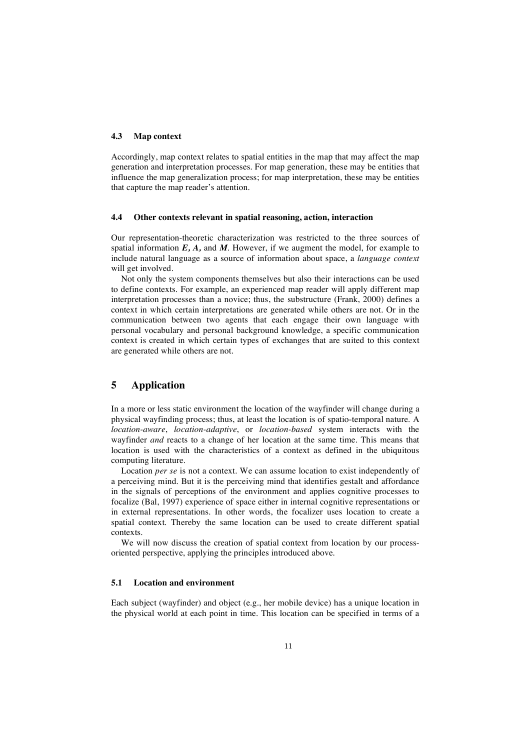### 4.3 Map context

Accordingly, map context relates to spatial entities in the map that may affect the map generation and interpretation processes. For map generation, these may be entities that influence the map generalization process; for map interpretation, these may be entities that capture the map reader's attention.

### 4.4 Other contexts relevant in spatial reasoning, action, interaction

Our representation-theoretic characterization was restricted to the three sources of spatial information ***E, A,*** and ***M***. However, if we augment the model, for example to include natural language as a source of information about space, a *language context* will get involved.

Not only the system components themselves but also their interactions can be used to define contexts. For example, an experienced map reader will apply different map interpretation processes than a novice; thus, the substructure (Frank, 2000) defines a context in which certain interpretations are generated while others are not. Or in the communication between two agents that each engage their own language with personal vocabulary and personal background knowledge, a specific communication context is created in which certain types of exchanges that are suited to this context are generated while others are not.

## 5 Application

In a more or less static environment the location of the wayfinder will change during a physical wayfinding process; thus, at least the location is of spatio-temporal nature. A *location-aware*, *location-adaptive*, or *location-based* system interacts with the wayfinder *and* reacts to a change of her location at the same time. This means that location is used with the characteristics of a context as defined in the ubiquitous computing literature.

Location *per se* is not a context. We can assume location to exist independently of a perceiving mind. But it is the perceiving mind that identifies gestalt and affordance in the signals of perceptions of the environment and applies cognitive processes to focalize (Bal, 1997) experience of space either in internal cognitive representations or in external representations. In other words, the focalizer uses location to create a spatial context. Thereby the same location can be used to create different spatial contexts.

We will now discuss the creation of spatial context from location by our process-oriented perspective, applying the principles introduced above.

### 5.1 Location and environment

Each subject (wayfinder) and object (e.g., her mobile device) has a unique location in the physical world at each point in time. This location can be specified in terms of a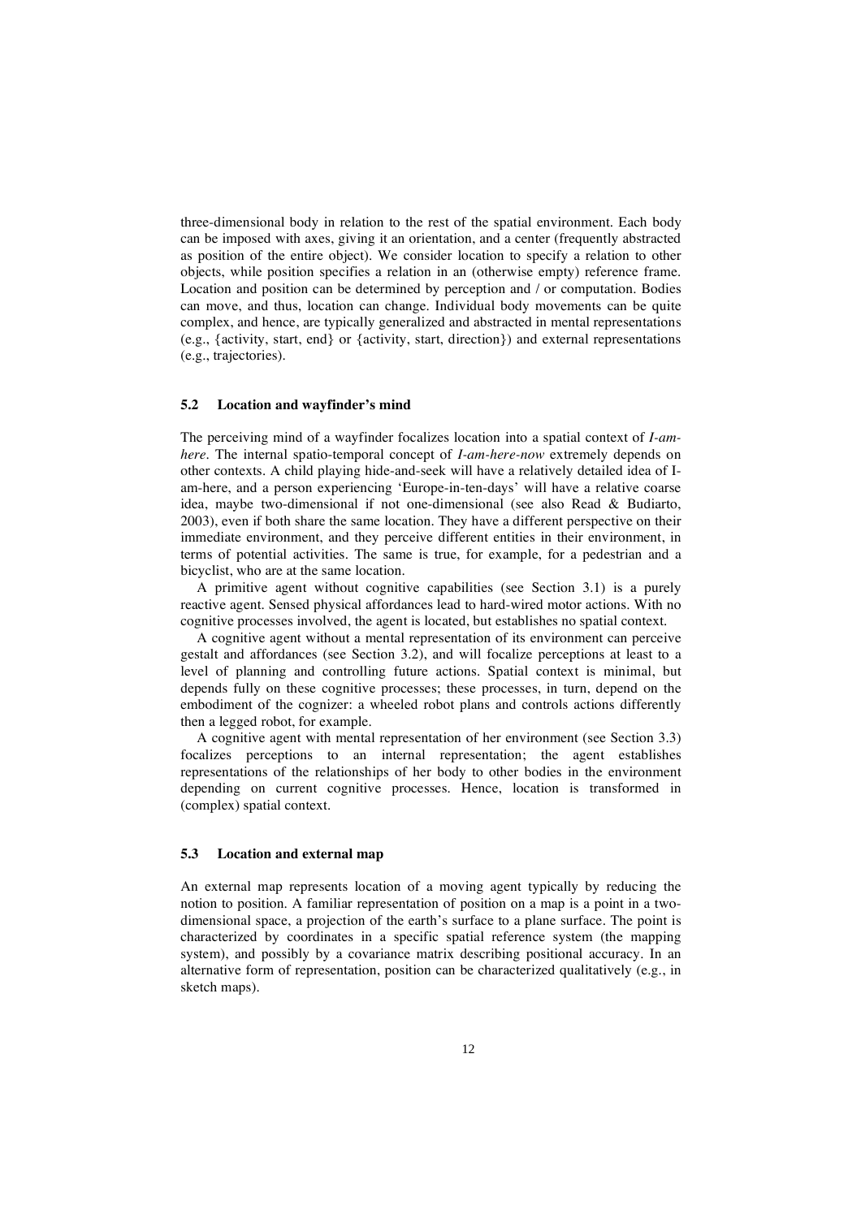three-dimensional body in relation to the rest of the spatial environment. Each body can be imposed with axes, giving it an orientation, and a center (frequently abstracted as position of the entire object). We consider location to specify a relation to other objects, while position specifies a relation in an (otherwise empty) reference frame. Location and position can be determined by perception and / or computation. Bodies can move, and thus, location can change. Individual body movements can be quite complex, and hence, are typically generalized and abstracted in mental representations (e.g., {activity, start, end} or {activity, start, direction}) and external representations (e.g., trajectories).

### 5.2 Location and wayfinder's mind

The perceiving mind of a wayfinder focalizes location into a spatial context of *I-am-here*. The internal spatio-temporal concept of *I-am-here-now* extremely depends on other contexts. A child playing hide-and-seek will have a relatively detailed idea of I-am-here, and a person experiencing 'Europe-in-ten-days' will have a relative coarse idea, maybe two-dimensional if not one-dimensional (see also Read & Budiarto, 2003), even if both share the same location. They have a different perspective on their immediate environment, and they perceive different entities in their environment, in terms of potential activities. The same is true, for example, for a pedestrian and a bicyclist, who are at the same location.

A primitive agent without cognitive capabilities (see Section 3.1) is a purely reactive agent. Sensed physical affordances lead to hard-wired motor actions. With no cognitive processes involved, the agent is located, but establishes no spatial context.

A cognitive agent without a mental representation of its environment can perceive gestalt and affordances (see Section 3.2), and will focalize perceptions at least to a level of planning and controlling future actions. Spatial context is minimal, but depends fully on these cognitive processes; these processes, in turn, depend on the embodiment of the cognizer: a wheeled robot plans and controls actions differently then a legged robot, for example.

A cognitive agent with mental representation of her environment (see Section 3.3) focalizes perceptions to an internal representation; the agent establishes representations of the relationships of her body to other bodies in the environment depending on current cognitive processes. Hence, location is transformed in (complex) spatial context.

### 5.3 Location and external map

An external map represents location of a moving agent typically by reducing the notion to position. A familiar representation of position on a map is a point in a two-dimensional space, a projection of the earth's surface to a plane surface. The point is characterized by coordinates in a specific spatial reference system (the mapping system), and possibly by a covariance matrix describing positional accuracy. In an alternative form of representation, position can be characterized qualitatively (e.g., in sketch maps).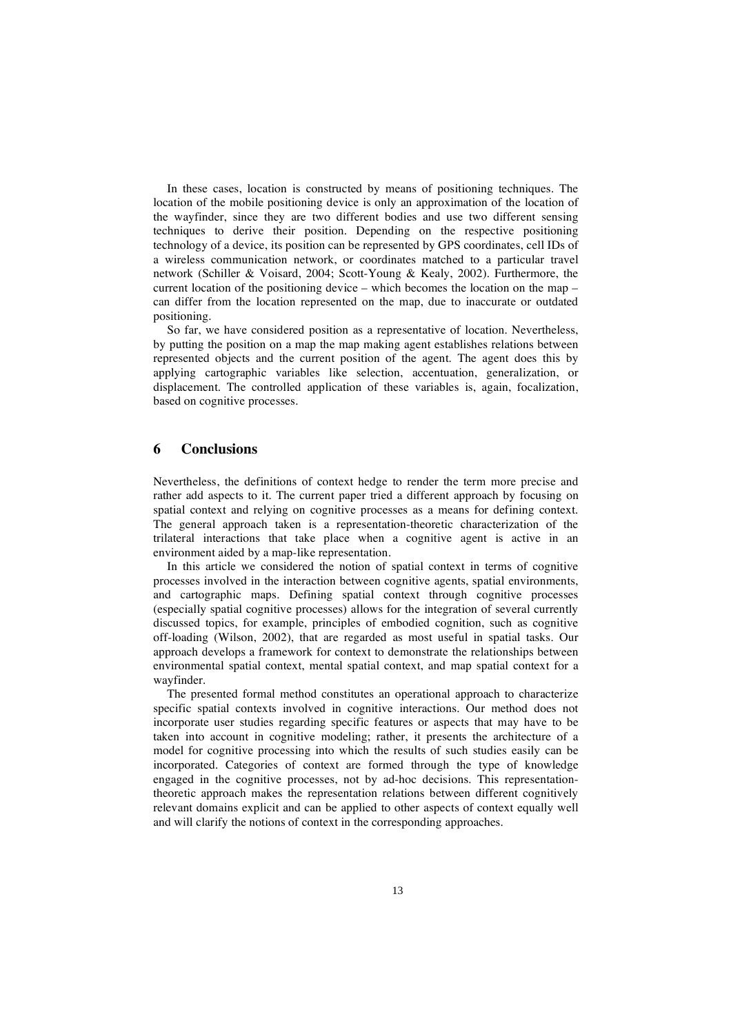In these cases, location is constructed by means of positioning techniques. The location of the mobile positioning device is only an approximation of the location of the wayfinder, since they are two different bodies and use two different sensing techniques to derive their position. Depending on the respective positioning technology of a device, its position can be represented by GPS coordinates, cell IDs of a wireless communication network, or coordinates matched to a particular travel network (Schiller & Voisard, 2004; Scott-Young & Kealy, 2002). Furthermore, the current location of the positioning device – which becomes the location on the map – can differ from the location represented on the map, due to inaccurate or outdated positioning.

So far, we have considered position as a representative of location. Nevertheless, by putting the position on a map the map making agent establishes relations between represented objects and the current position of the agent. The agent does this by applying cartographic variables like selection, accentuation, generalization, or displacement. The controlled application of these variables is, again, focalization, based on cognitive processes.

## 6 Conclusions

Nevertheless, the definitions of context hedge to render the term more precise and rather add aspects to it. The current paper tried a different approach by focusing on spatial context and relying on cognitive processes as a means for defining context. The general approach taken is a representation-theoretic characterization of the trilateral interactions that take place when a cognitive agent is active in an environment aided by a map-like representation.

In this article we considered the notion of spatial context in terms of cognitive processes involved in the interaction between cognitive agents, spatial environments, and cartographic maps. Defining spatial context through cognitive processes (especially spatial cognitive processes) allows for the integration of several currently discussed topics, for example, principles of embodied cognition, such as cognitive off-loading (Wilson, 2002), that are regarded as most useful in spatial tasks. Our approach develops a framework for context to demonstrate the relationships between environmental spatial context, mental spatial context, and map spatial context for a wayfinder.

The presented formal method constitutes an operational approach to characterize specific spatial contexts involved in cognitive interactions. Our method does not incorporate user studies regarding specific features or aspects that may have to be taken into account in cognitive modeling; rather, it presents the architecture of a model for cognitive processing into which the results of such studies easily can be incorporated. Categories of context are formed through the type of knowledge engaged in the cognitive processes, not by ad-hoc decisions. This representation-theoretic approach makes the representation relations between different cognitively relevant domains explicit and can be applied to other aspects of context equally well and will clarify the notions of context in the corresponding approaches.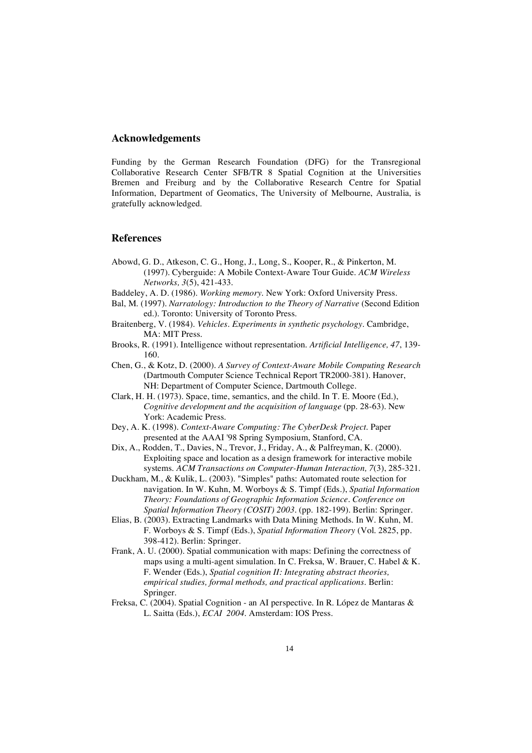## Acknowledgements

Funding by the German Research Foundation (DFG) for the Transregional Collaborative Research Center SFB/TR 8 Spatial Cognition at the Universities Bremen and Freiburg and by the Collaborative Research Centre for Spatial Information, Department of Geomatics, The University of Melbourne, Australia, is gratefully acknowledged.

## References

Abowd, G. D., Atkeson, C. G., Hong, J., Long, S., Kooper, R., & Pinkerton, M. (1997). Cyberguide: A Mobile Context-Aware Tour Guide. *ACM Wireless Networks, 3*(5), 421-433.

Baddeley, A. D. (1986). *Working memory*. New York: Oxford University Press.

Bal, M. (1997). *Narratology: Introduction to the Theory of Narrative* (Second Edition ed.). Toronto: University of Toronto Press.

Braitenberg, V. (1984). *Vehicles. Experiments in synthetic psychology*. Cambridge, MA: MIT Press.

Brooks, R. (1991). Intelligence without representation. *Artificial Intelligence, 47*, 139-160.

Chen, G., & Kotz, D. (2000). *A Survey of Context-Aware Mobile Computing Research* (Dartmouth Computer Science Technical Report TR2000-381). Hanover, NH: Department of Computer Science, Dartmouth College.

Clark, H. H. (1973). Space, time, semantics, and the child. In T. E. Moore (Ed.), *Cognitive development and the acquisition of language* (pp. 28-63). New York: Academic Press.

Dey, A. K. (1998). *Context-Aware Computing: The CyberDesk Project*. Paper presented at the AAAI '98 Spring Symposium, Stanford, CA.

Dix, A., Rodden, T., Davies, N., Trevor, J., Friday, A., & Palfreyman, K. (2000). Exploiting space and location as a design framework for interactive mobile systems. *ACM Transactions on Computer-Human Interaction, 7*(3), 285-321.

Duckham, M., & Kulik, L. (2003). "Simples" paths: Automated route selection for navigation. In W. Kuhn, M. Worboys & S. Timpf (Eds.), *Spatial Information Theory: Foundations of Geographic Information Science. Conference on Spatial Information Theory (COSIT) 2003*. (pp. 182-199). Berlin: Springer.

Elias, B. (2003). Extracting Landmarks with Data Mining Methods. In W. Kuhn, M. F. Worboys & S. Timpf (Eds.), *Spatial Information Theory* (Vol. 2825, pp. 398-412). Berlin: Springer.

Frank, A. U. (2000). Spatial communication with maps: Defining the correctness of maps using a multi-agent simulation. In C. Freksa, W. Brauer, C. Habel & K. F. Wender (Eds.), *Spatial cognition II: Integrating abstract theories, empirical studies, formal methods, and practical applications*. Berlin: Springer.

Freksa, C. (2004). Spatial Cognition - an AI perspective. In R. López de Mantaras & L. Saitta (Eds.), *ECAI 2004*. Amsterdam: IOS Press.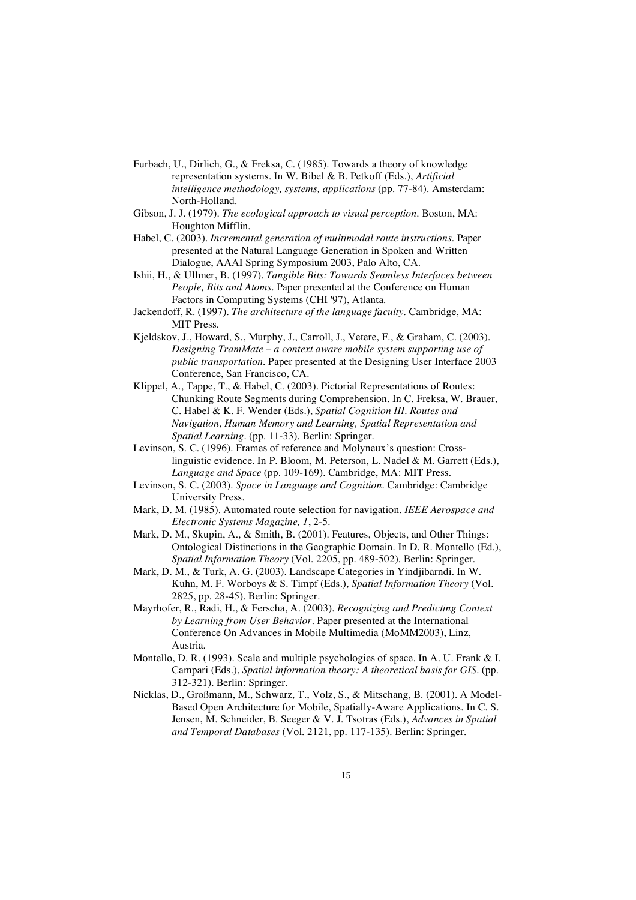Furbach, U., Dirlich, G., & Freksa, C. (1985). Towards a theory of knowledge representation systems. In W. Bibel & B. Petkoff (Eds.), *Artificial intelligence methodology, systems, applications* (pp. 77-84). Amsterdam: North-Holland.

Gibson, J. J. (1979). *The ecological approach to visual perception*. Boston, MA: Houghton Mifflin.

Habel, C. (2003). *Incremental generation of multimodal route instructions*. Paper presented at the Natural Language Generation in Spoken and Written Dialogue, AAAI Spring Symposium 2003, Palo Alto, CA.

Ishii, H., & Ullmer, B. (1997). *Tangible Bits: Towards Seamless Interfaces between People, Bits and Atoms*. Paper presented at the Conference on Human Factors in Computing Systems (CHI '97), Atlanta.

Jackendoff, R. (1997). *The architecture of the language faculty*. Cambridge, MA: MIT Press.

Kjeldskov, J., Howard, S., Murphy, J., Carroll, J., Vetere, F., & Graham, C. (2003). *Designing TramMate – a context aware mobile system supporting use of public transportation*. Paper presented at the Designing User Interface 2003 Conference, San Francisco, CA.

Klippel, A., Tappe, T., & Habel, C. (2003). Pictorial Representations of Routes: Chunking Route Segments during Comprehension. In C. Freksa, W. Brauer, C. Habel & K. F. Wender (Eds.), *Spatial Cognition III. Routes and Navigation, Human Memory and Learning, Spatial Representation and Spatial Learning*. (pp. 11-33). Berlin: Springer.

Levinson, S. C. (1996). Frames of reference and Molyneux's question: Cross-linguistic evidence. In P. Bloom, M. Peterson, L. Nadel & M. Garrett (Eds.), *Language and Space* (pp. 109-169). Cambridge, MA: MIT Press.

Levinson, S. C. (2003). *Space in Language and Cognition*. Cambridge: Cambridge University Press.

Mark, D. M. (1985). Automated route selection for navigation. *IEEE Aerospace and Electronic Systems Magazine, 1*, 2-5.

Mark, D. M., Skupin, A., & Smith, B. (2001). Features, Objects, and Other Things: Ontological Distinctions in the Geographic Domain. In D. R. Montello (Ed.), *Spatial Information Theory* (Vol. 2205, pp. 489-502). Berlin: Springer.

Mark, D. M., & Turk, A. G. (2003). Landscape Categories in Yindjibarndi. In W. Kuhn, M. F. Worboys & S. Timpf (Eds.), *Spatial Information Theory* (Vol. 2825, pp. 28-45). Berlin: Springer.

Mayrhofer, R., Radi, H., & Ferscha, A. (2003). *Recognizing and Predicting Context by Learning from User Behavior*. Paper presented at the International Conference On Advances in Mobile Multimedia (MoMM2003), Linz, Austria.

Montello, D. R. (1993). Scale and multiple psychologies of space. In A. U. Frank & I. Campari (Eds.), *Spatial information theory: A theoretical basis for GIS*. (pp. 312-321). Berlin: Springer.

Nicklas, D., Großmann, M., Schwarz, T., Volz, S., & Mitschang, B. (2001). A Model-Based Open Architecture for Mobile, Spatially-Aware Applications. In C. S. Jensen, M. Schneider, B. Seeger & V. J. Tsotras (Eds.), *Advances in Spatial and Temporal Databases* (Vol. 2121, pp. 117-135). Berlin: Springer.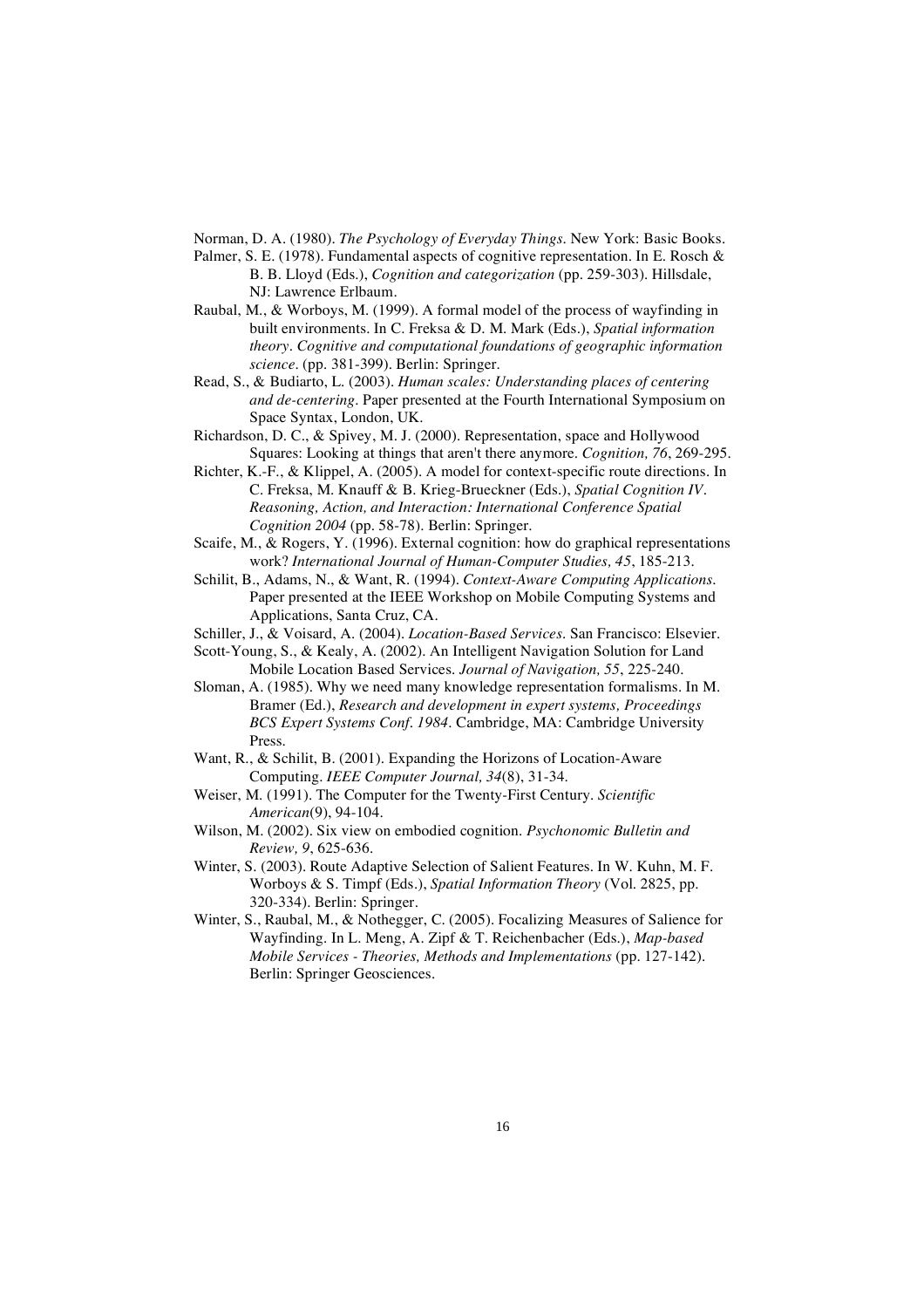Norman, D. A. (1980). *The Psychology of Everyday Things*. New York: Basic Books.

Palmer, S. E. (1978). Fundamental aspects of cognitive representation. In E. Rosch & B. B. Lloyd (Eds.), *Cognition and categorization* (pp. 259-303). Hillsdale, NJ: Lawrence Erlbaum.

Raubal, M., & Worboys, M. (1999). A formal model of the process of wayfinding in built environments. In C. Freksa & D. M. Mark (Eds.), *Spatial information theory. Cognitive and computational foundations of geographic information science*. (pp. 381-399). Berlin: Springer.

Read, S., & Budiarto, L. (2003). *Human scales: Understanding places of centering and de-centering*. Paper presented at the Fourth International Symposium on Space Syntax, London, UK.

Richardson, D. C., & Spivey, M. J. (2000). Representation, space and Hollywood Squares: Looking at things that aren't there anymore. *Cognition, 76*, 269-295.

Richter, K.-F., & Klippel, A. (2005). A model for context-specific route directions. In C. Freksa, M. Knauff & B. Krieg-Brueckner (Eds.), *Spatial Cognition IV. Reasoning, Action, and Interaction: International Conference Spatial Cognition 2004* (pp. 58-78). Berlin: Springer.

Scaife, M., & Rogers, Y. (1996). External cognition: how do graphical representations work? *International Journal of Human-Computer Studies, 45*, 185-213.

Schilit, B., Adams, N., & Want, R. (1994). *Context-Aware Computing Applications*. Paper presented at the IEEE Workshop on Mobile Computing Systems and Applications, Santa Cruz, CA.

Schiller, J., & Voisard, A. (2004). *Location-Based Services*. San Francisco: Elsevier.

Scott-Young, S., & Kealy, A. (2002). An Intelligent Navigation Solution for Land Mobile Location Based Services. *Journal of Navigation, 55*, 225-240.

Sloman, A. (1985). Why we need many knowledge representation formalisms. In M. Bramer (Ed.), *Research and development in expert systems, Proceedings BCS Expert Systems Conf. 1984*. Cambridge, MA: Cambridge University Press.

Want, R., & Schilit, B. (2001). Expanding the Horizons of Location-Aware Computing. *IEEE Computer Journal, 34*(8), 31-34.

Weiser, M. (1991). The Computer for the Twenty-First Century. *Scientific American*(9), 94-104.

Wilson, M. (2002). Six view on embodied cognition. *Psychonomic Bulletin and Review, 9*, 625-636.

Winter, S. (2003). Route Adaptive Selection of Salient Features. In W. Kuhn, M. F. Worboys & S. Timpf (Eds.), *Spatial Information Theory* (Vol. 2825, pp. 320-334). Berlin: Springer.

Winter, S., Raubal, M., & Nothegger, C. (2005). Focalizing Measures of Salience for Wayfinding. In L. Meng, A. Zipf & T. Reichenbacher (Eds.), *Map-based Mobile Services - Theories, Methods and Implementations* (pp. 127-142). Berlin: Springer Geosciences.